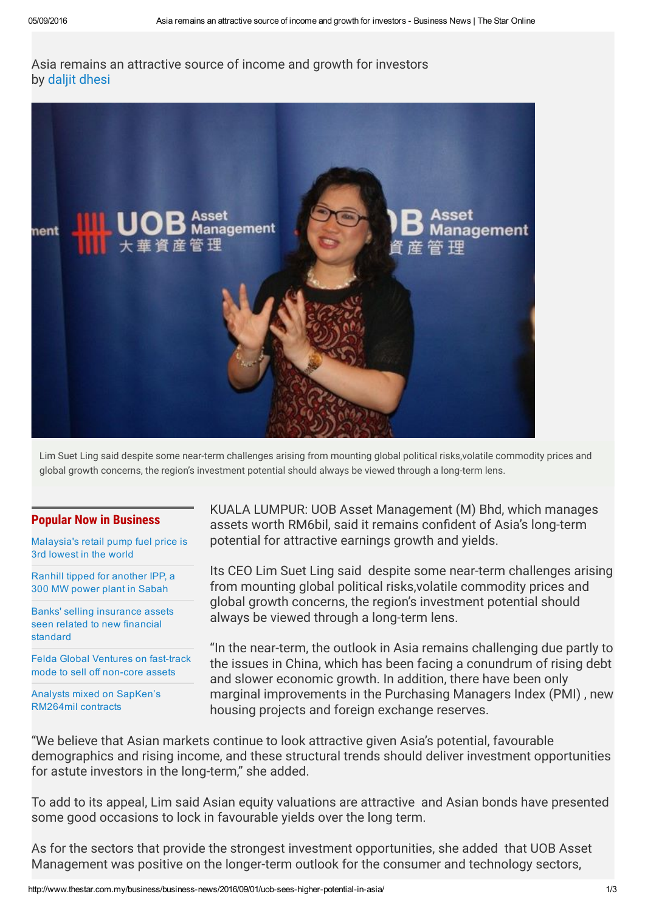Asia remains an attractive source of income and growth for investors
by daljit dhesi

Lim Suet Ling said despite some near-term challenges arising from mounting global political risks,volatile commodity prices and global growth concerns, the region's investment potential should always be viewed through a long-term lens.

**Popular Now in Business**

- Malaysia's retail pump fuel price is 3rd lowest in the world
- Ranhill tipped for another IPP, a 300 MW power plant in Sabah
- Banks' selling insurance assets seen related to new financial standard
- Felda Global Ventures on fast-track mode to sell off non-core assets
- Analysts mixed on SapKen's RM264mil contracts

KUALA LUMPUR: UOB Asset Management (M) Bhd, which manages assets worth RM6bil, said it remains confident of Asia's long-term potential for attractive earnings growth and yields.

Its CEO Lim Suet Ling said despite some near-term challenges arising from mounting global political risks,volatile commodity prices and global growth concerns, the region's investment potential should always be viewed through a long-term lens.

"In the near-term, the outlook in Asia remains challenging due partly to the issues in China, which has been facing a conundrum of rising debt and slower economic growth. In addition, there have been only marginal improvements in the Purchasing Managers Index (PMI) , new housing projects and foreign exchange reserves.

"We believe that Asian markets continue to look attractive given Asia's potential, favourable demographics and rising income, and these structural trends should deliver investment opportunities for astute investors in the long-term," she added.

To add to its appeal, Lim said Asian equity valuations are attractive and Asian bonds have presented some good occasions to lock in favourable yields over the long term.

As for the sectors that provide the strongest investment opportunities, she added that UOB Asset Management was positive on the longer-term outlook for the consumer and technology sectors,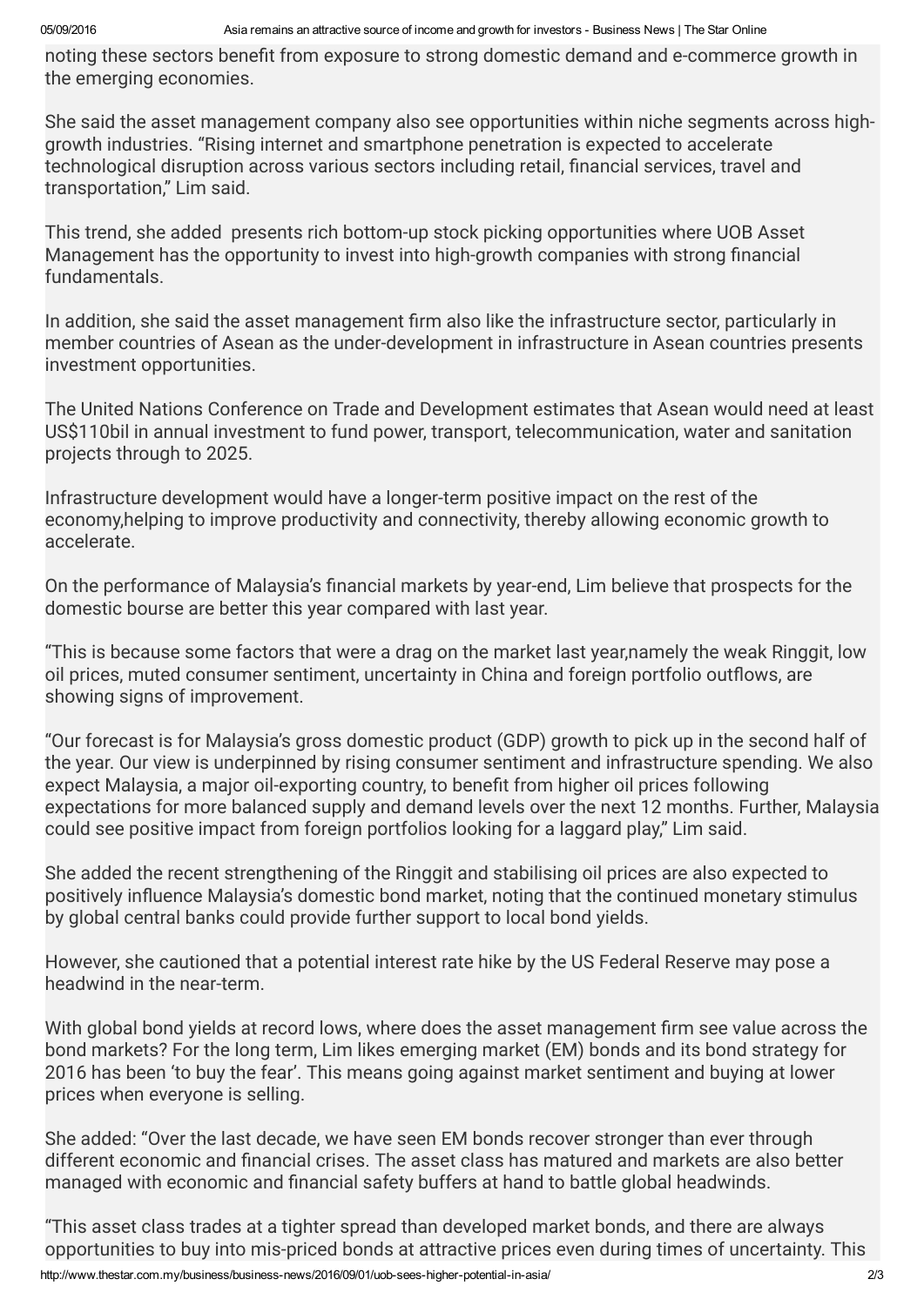noting these sectors benefit from exposure to strong domestic demand and e-commerce growth in the emerging economies.

She said the asset management company also see opportunities within niche segments across high-growth industries. “Rising internet and smartphone penetration is expected to accelerate technological disruption across various sectors including retail, financial services, travel and transportation,” Lim said.

This trend, she added  presents rich bottom-up stock picking opportunities where UOB Asset Management has the opportunity to invest into high-growth companies with strong financial fundamentals.

In addition, she said the asset management firm also like the infrastructure sector, particularly in member countries of Asean as the under-development in infrastructure in Asean countries presents investment opportunities.

The United Nations Conference on Trade and Development estimates that Asean would need at least US$110bil in annual investment to fund power, transport, telecommunication, water and sanitation projects through to 2025.

Infrastructure development would have a longer-term positive impact on the rest of the economy,helping to improve productivity and connectivity, thereby allowing economic growth to accelerate.

On the performance of Malaysia’s financial markets by year-end, Lim believe that prospects for the domestic bourse are better this year compared with last year.

“This is because some factors that were a drag on the market last year,namely the weak Ringgit, low oil prices, muted consumer sentiment, uncertainty in China and foreign portfolio outflows, are showing signs of improvement.

“Our forecast is for Malaysia’s gross domestic product (GDP) growth to pick up in the second half of the year. Our view is underpinned by rising consumer sentiment and infrastructure spending. We also expect Malaysia, a major oil-exporting country, to benefit from higher oil prices following expectations for more balanced supply and demand levels over the next 12 months. Further, Malaysia could see positive impact from foreign portfolios looking for a laggard play,” Lim said.

She added the recent strengthening of the Ringgit and stabilising oil prices are also expected to positively influence Malaysia’s domestic bond market, noting that the continued monetary stimulus by global central banks could provide further support to local bond yields.

However, she cautioned that a potential interest rate hike by the US Federal Reserve may pose a headwind in the near-term.

With global bond yields at record lows, where does the asset management firm see value across the bond markets? For the long term, Lim likes emerging market (EM) bonds and its bond strategy for 2016 has been ‘to buy the fear’. This means going against market sentiment and buying at lower prices when everyone is selling.

She added: “Over the last decade, we have seen EM bonds recover stronger than ever through different economic and financial crises. The asset class has matured and markets are also better managed with economic and financial safety buffers at hand to battle global headwinds.

“This asset class trades at a tighter spread than developed market bonds, and there are always opportunities to buy into mis-priced bonds at attractive prices even during times of uncertainty. This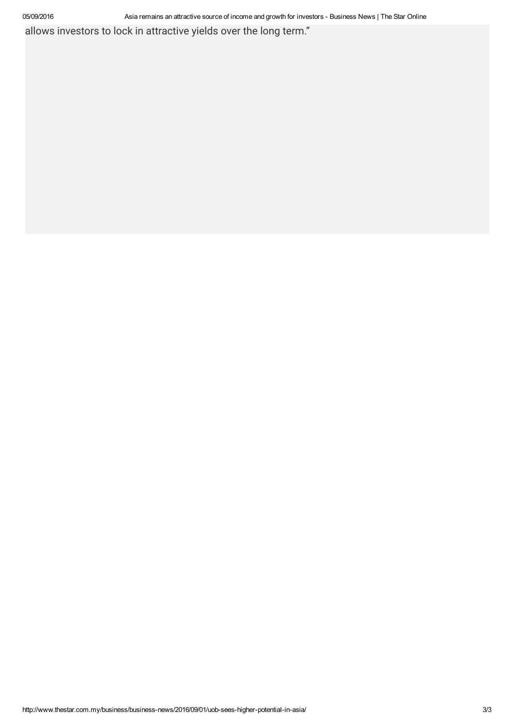allows investors to lock in attractive yields over the long term."